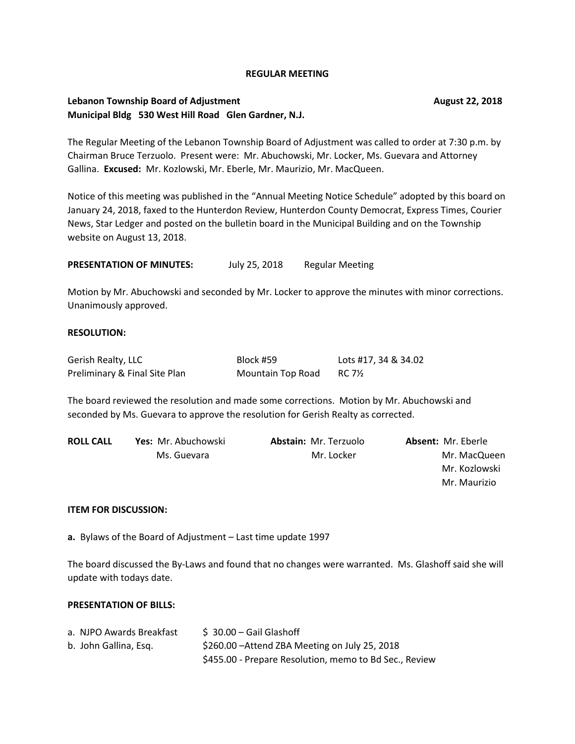**REGULAR MEETING**

**Lebanon Township Board of Adjustment** **August 22, 2018**
**Municipal Bldg 530 West Hill Road Glen Gardner, N.J.**

The Regular Meeting of the Lebanon Township Board of Adjustment was called to order at 7:30 p.m. by Chairman Bruce Terzuolo. Present were: Mr. Abuchowski, Mr. Locker, Ms. Guevara and Attorney Gallina. **Excused:** Mr. Kozlowski, Mr. Eberle, Mr. Maurizio, Mr. MacQueen.

Notice of this meeting was published in the "Annual Meeting Notice Schedule" adopted by this board on January 24, 2018, faxed to the Hunterdon Review, Hunterdon County Democrat, Express Times, Courier News, Star Ledger and posted on the bulletin board in the Municipal Building and on the Township website on August 13, 2018.

**PRESENTATION OF MINUTES:** July 25, 2018 Regular Meeting

Motion by Mr. Abuchowski and seconded by Mr. Locker to approve the minutes with minor corrections. Unanimously approved.

**RESOLUTION:**

| | | |
|---|---|---|
| Gerish Realty, LLC | Block #59 | Lots #17, 34 & 34.02 |
| Preliminary & Final Site Plan | Mountain Top Road | RC 7½ |

The board reviewed the resolution and made some corrections. Motion by Mr. Abuchowski and seconded by Ms. Guevara to approve the resolution for Gerish Realty as corrected.

| **ROLL CALL** | **Yes:** | **Abstain:** | **Absent:** |
|---|---|---|---|
| | Mr. Abuchowski | Mr. Terzuolo | Mr. Eberle |
| | Ms. Guevara | Mr. Locker | Mr. MacQueen |
| | | | Mr. Kozlowski |
| | | | Mr. Maurizio |

**ITEM FOR DISCUSSION:**

**a.** Bylaws of the Board of Adjustment – Last time update 1997

The board discussed the By-Laws and found that no changes were warranted. Ms. Glashoff said she will update with todays date.

**PRESENTATION OF BILLS:**

a. NJPO Awards Breakfast $ 30.00 – Gail Glashoff
b. John Gallina, Esq. $260.00 –Attend ZBA Meeting on July 25, 2018
$455.00 - Prepare Resolution, memo to Bd Sec., Review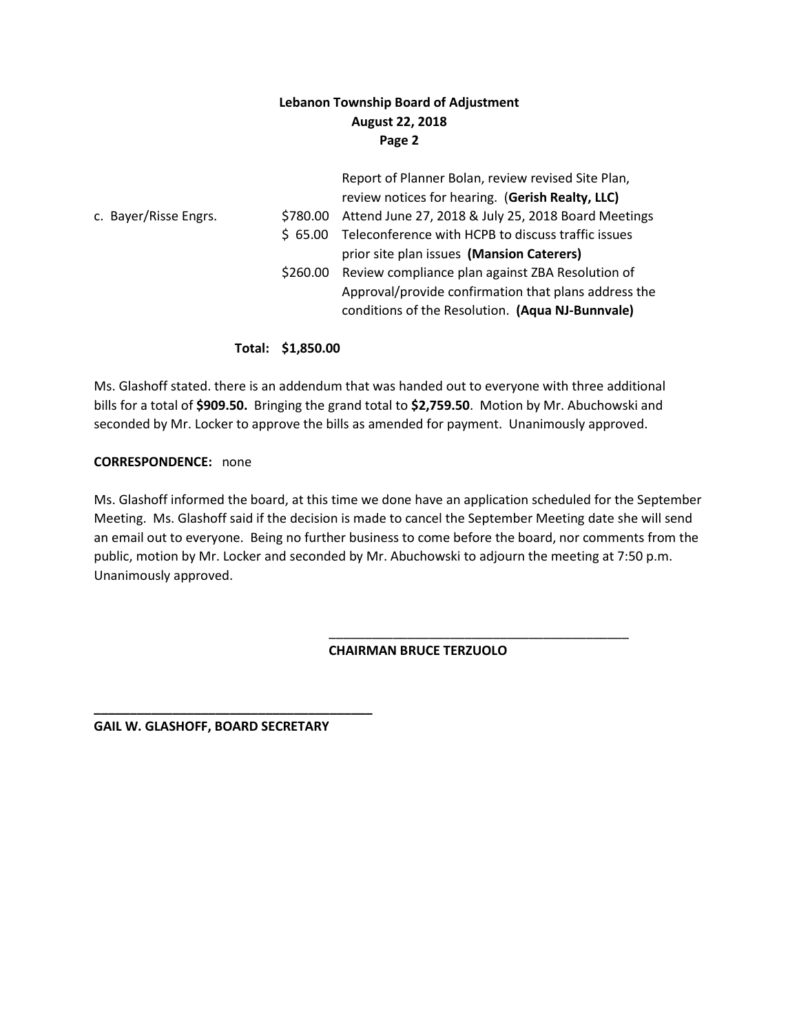| | | |
|---|---|---|
| | | Report of Planner Bolan, review revised Site Plan, review notices for hearing. (**Gerish Realty, LLC)** |
| c. Bayer/Risse Engrs. | $780.00 | Attend June 27, 2018 & July 25, 2018 Board Meetings |
| | $ 65.00 | Teleconference with HCPB to discuss traffic issues prior site plan issues **(Mansion Caterers)** |
| | $260.00 | Review compliance plan against ZBA Resolution of Approval/provide confirmation that plans address the conditions of the Resolution. **(Aqua NJ-Bunnvale)** |

**Total: $1,850.00**

Ms. Glashoff stated. there is an addendum that was handed out to everyone with three additional bills for a total of **$909.50.** Bringing the grand total to **$2,759.50**. Motion by Mr. Abuchowski and seconded by Mr. Locker to approve the bills as amended for payment. Unanimously approved.

**CORRESPONDENCE:** none

Ms. Glashoff informed the board, at this time we done have an application scheduled for the September Meeting. Ms. Glashoff said if the decision is made to cancel the September Meeting date she will send an email out to everyone. Being no further business to come before the board, nor comments from the public, motion by Mr. Locker and seconded by Mr. Abuchowski to adjourn the meeting at 7:50 p.m. Unanimously approved.

\_\_\_\_\_\_\_\_\_\_\_\_\_\_\_\_\_\_\_\_\_\_\_\_\_\_\_\_\_\_\_\_\_\_\_\_\_\_\_\_\_\_\_\_
**CHAIRMAN BRUCE TERZUOLO**

\_\_\_\_\_\_\_\_\_\_\_\_\_\_\_\_\_\_\_\_\_\_\_\_\_\_\_\_\_\_\_\_\_\_\_\_\_\_\_\_
**GAIL W. GLASHOFF, BOARD SECRETARY**